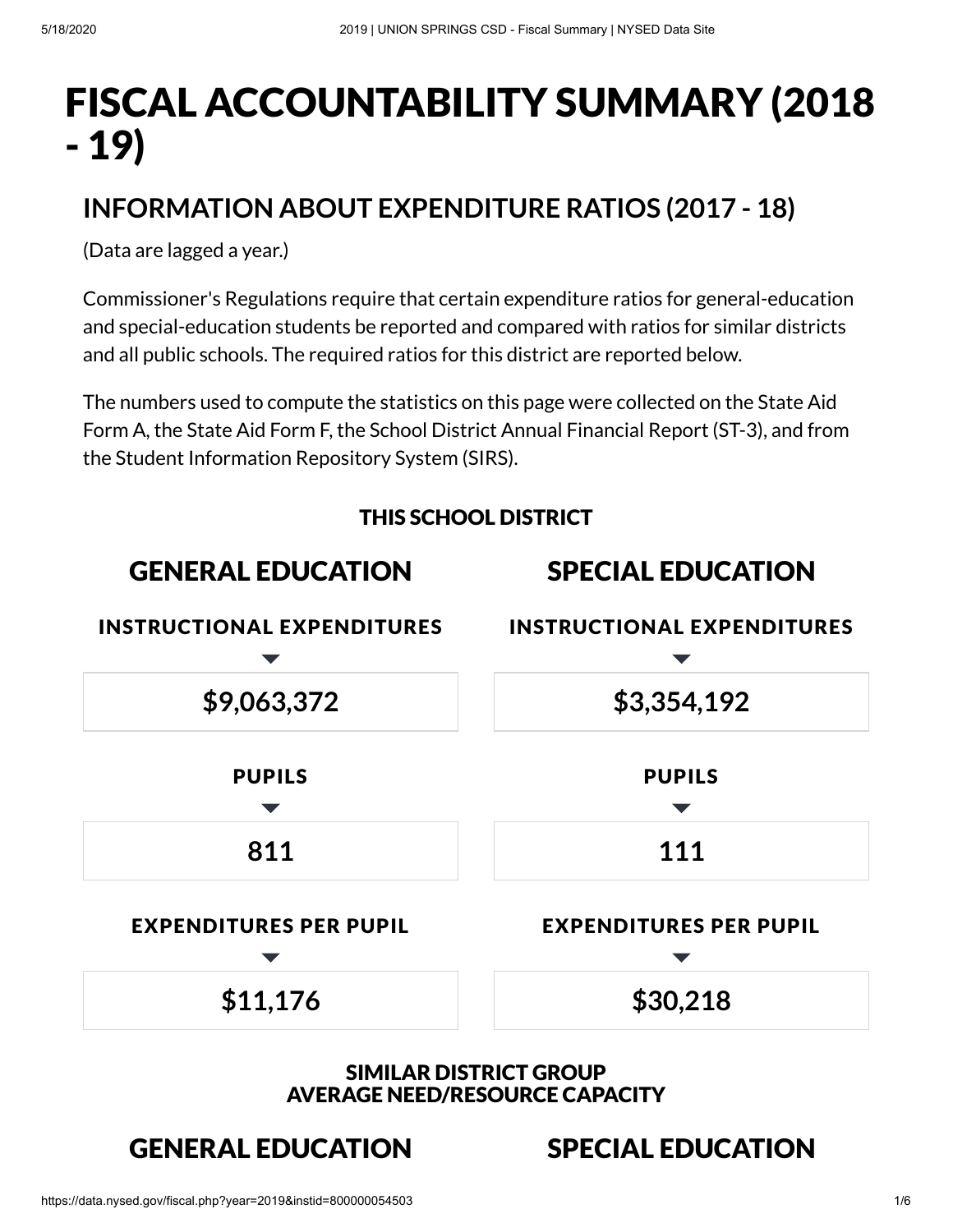# FISCAL ACCOUNTABILITY SUMMARY (2018 - 19)

## INFORMATION ABOUT EXPENDITURE RATIOS (2017 - 18)

(Data are lagged a year.)

Commissioner's Regulations require that certain expenditure ratios for general-education and special-education students be reported and compared with ratios for similar districts and all public schools. The required ratios for this district are reported below.

The numbers used to compute the statistics on this page were collected on the State Aid Form A, the State Aid Form F, the School District Annual Financial Report (ST-3), and from the Student Information Repository System (SIRS).

### THIS SCHOOL DISTRICT

| | GENERAL EDUCATION | SPECIAL EDUCATION |
|---|---|---|
| INSTRUCTIONAL EXPENDITURES | $9,063,372 | $3,354,192 |
| PUPILS | 811 | 111 |
| EXPENDITURES PER PUPIL | $11,176 | $30,218 |

### SIMILAR DISTRICT GROUP AVERAGE NEED/RESOURCE CAPACITY

| GENERAL EDUCATION | SPECIAL EDUCATION |
|---|---|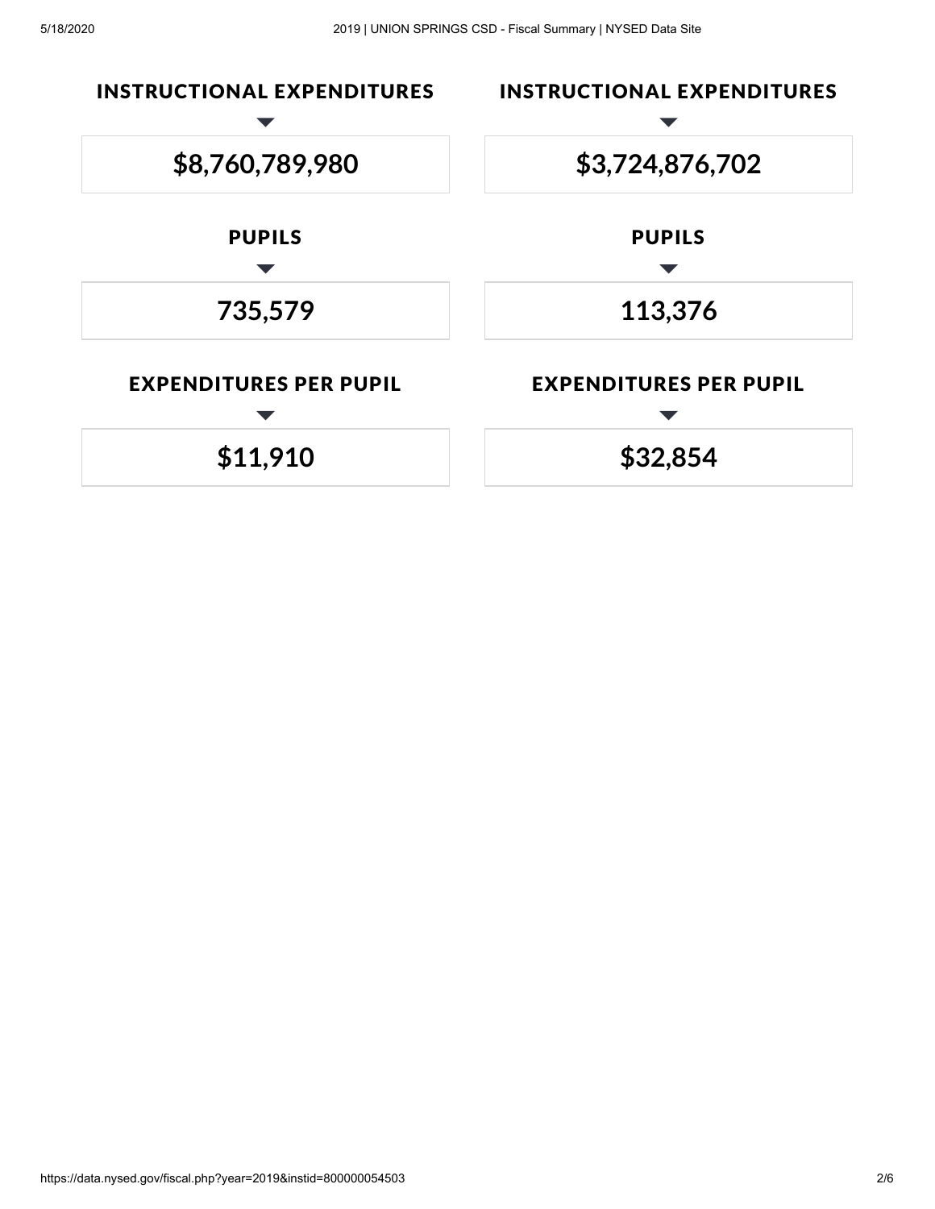| INSTRUCTIONAL EXPENDITURES | INSTRUCTIONAL EXPENDITURES |
|---|---|
| **$8,760,789,980** | **$3,724,876,702** |
| **PUPILS** | **PUPILS** |
| **735,579** | **113,376** |
| **EXPENDITURES PER PUPIL** | **EXPENDITURES PER PUPIL** |
| **$11,910** | **$32,854** |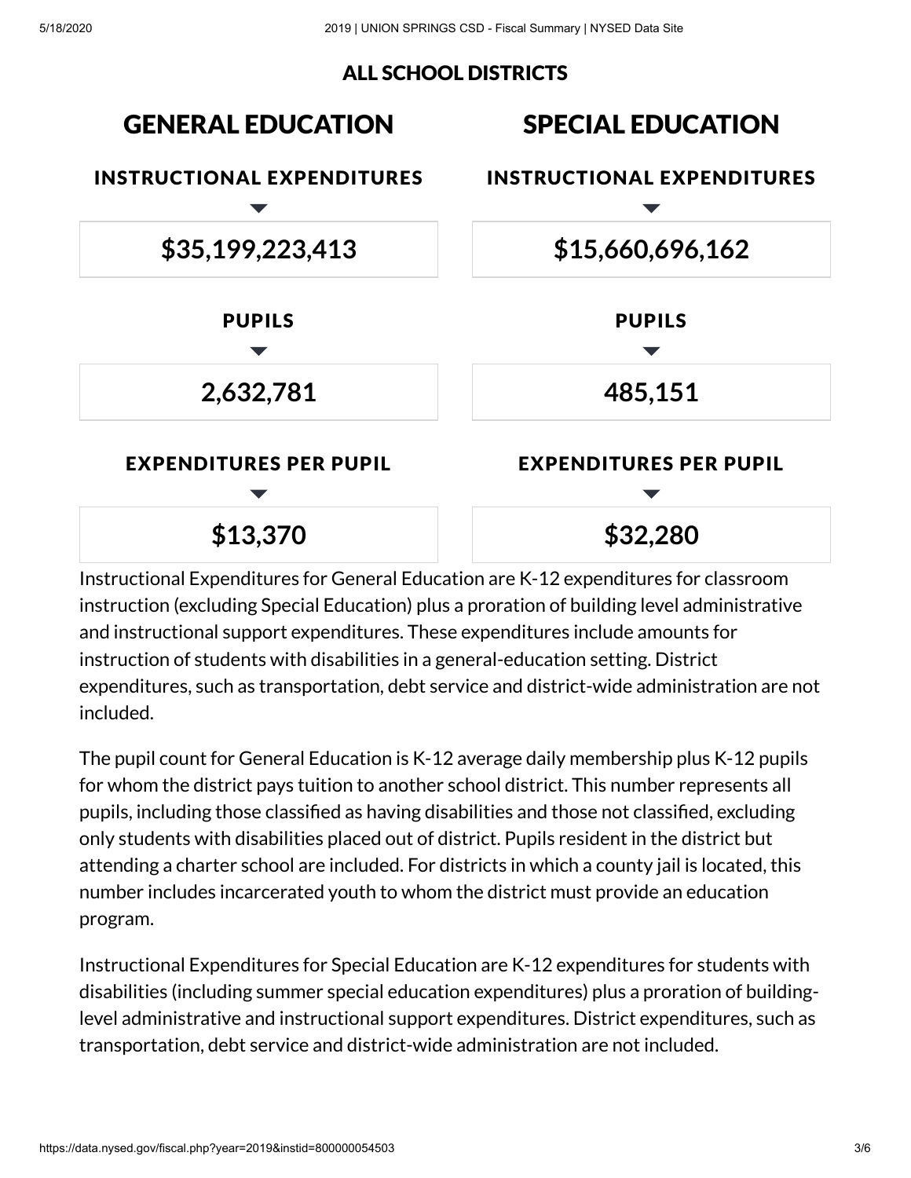## ALL SCHOOL DISTRICTS

| GENERAL EDUCATION | SPECIAL EDUCATION |
|---|---|
| **INSTRUCTIONAL EXPENDITURES** | **INSTRUCTIONAL EXPENDITURES** |
| **$35,199,223,413** | **$15,660,696,162** |
| **PUPILS** | **PUPILS** |
| **2,632,781** | **485,151** |
| **EXPENDITURES PER PUPIL** | **EXPENDITURES PER PUPIL** |
| **$13,370** | **$32,280** |

Instructional Expenditures for General Education are K-12 expenditures for classroom instruction (excluding Special Education) plus a proration of building level administrative and instructional support expenditures. These expenditures include amounts for instruction of students with disabilities in a general-education setting. District expenditures, such as transportation, debt service and district-wide administration are not included.

The pupil count for General Education is K-12 average daily membership plus K-12 pupils for whom the district pays tuition to another school district. This number represents all pupils, including those classified as having disabilities and those not classified, excluding only students with disabilities placed out of district. Pupils resident in the district but attending a charter school are included. For districts in which a county jail is located, this number includes incarcerated youth to whom the district must provide an education program.

Instructional Expenditures for Special Education are K-12 expenditures for students with disabilities (including summer special education expenditures) plus a proration of building-level administrative and instructional support expenditures. District expenditures, such as transportation, debt service and district-wide administration are not included.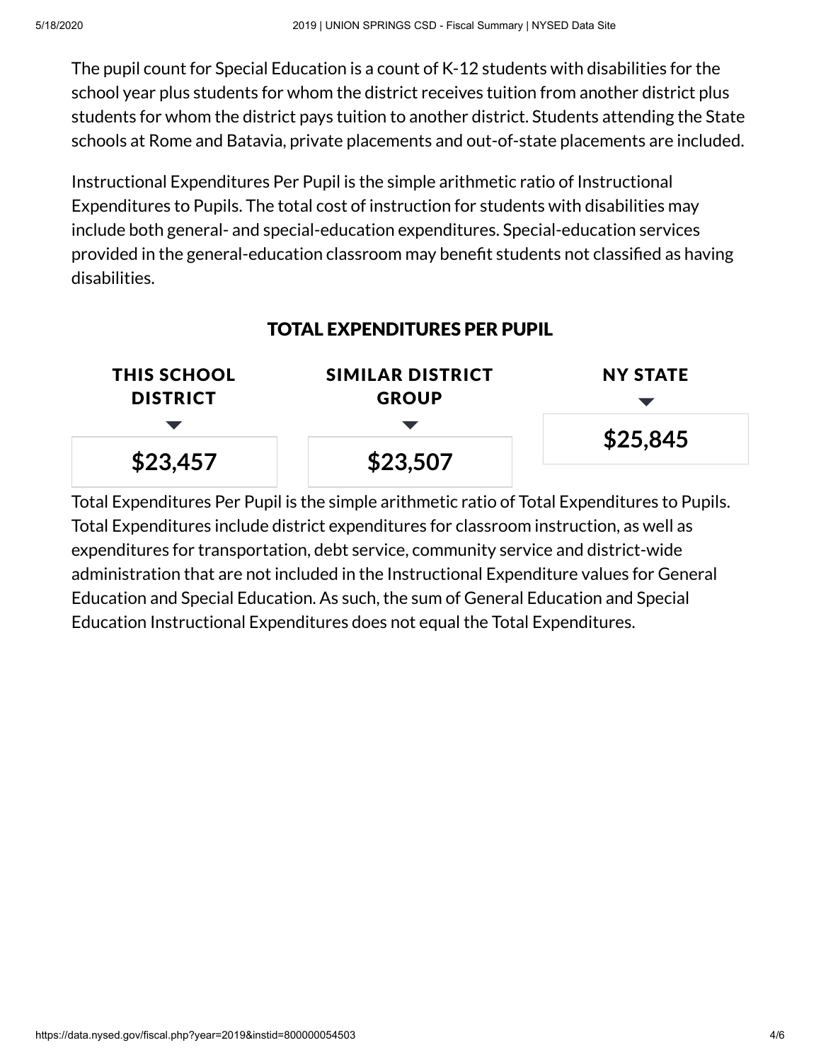The pupil count for Special Education is a count of K-12 students with disabilities for the school year plus students for whom the district receives tuition from another district plus students for whom the district pays tuition to another district. Students attending the State schools at Rome and Batavia, private placements and out-of-state placements are included.

Instructional Expenditures Per Pupil is the simple arithmetic ratio of Instructional Expenditures to Pupils. The total cost of instruction for students with disabilities may include both general- and special-education expenditures. Special-education services provided in the general-education classroom may benefit students not classified as having disabilities.

## TOTAL EXPENDITURES PER PUPIL

| THIS SCHOOL DISTRICT | SIMILAR DISTRICT GROUP | NY STATE |
| --- | --- | --- |
| $23,457 | $23,507 | $25,845 |

Total Expenditures Per Pupil is the simple arithmetic ratio of Total Expenditures to Pupils. Total Expenditures include district expenditures for classroom instruction, as well as expenditures for transportation, debt service, community service and district-wide administration that are not included in the Instructional Expenditure values for General Education and Special Education. As such, the sum of General Education and Special Education Instructional Expenditures does not equal the Total Expenditures.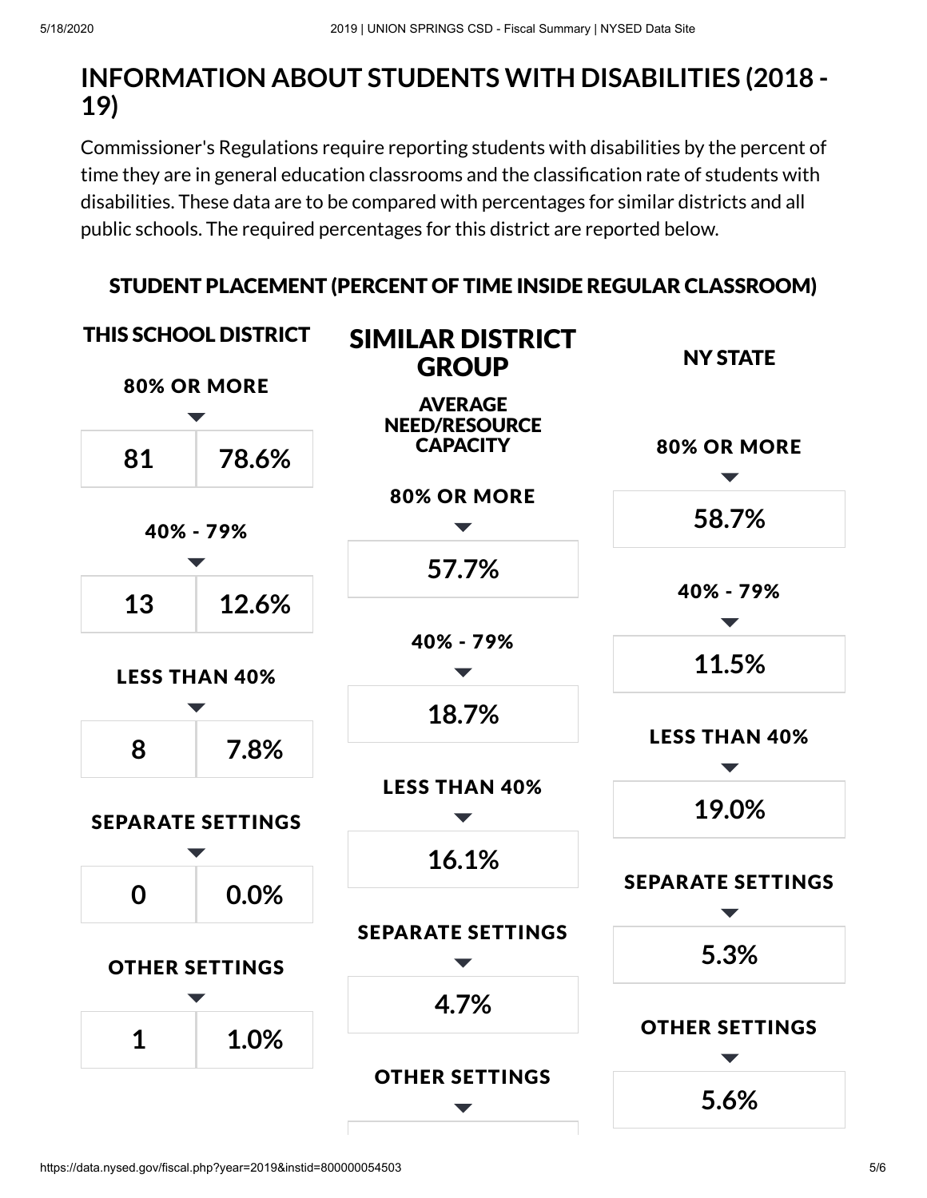## INFORMATION ABOUT STUDENTS WITH DISABILITIES (2018 - 19)

Commissioner's Regulations require reporting students with disabilities by the percent of time they are in general education classrooms and the classification rate of students with disabilities. These data are to be compared with percentages for similar districts and all public schools. The required percentages for this district are reported below.

### STUDENT PLACEMENT (PERCENT OF TIME INSIDE REGULAR CLASSROOM)

**THIS SCHOOL DISTRICT**

| Placement | Count | Percent |
|---|---|---|
| 80% OR MORE | 81 | 78.6% |
| 40% - 79% | 13 | 12.6% |
| LESS THAN 40% | 8 | 7.8% |
| SEPARATE SETTINGS | 0 | 0.0% |
| OTHER SETTINGS | 1 | 1.0% |

**SIMILAR DISTRICT GROUP**

AVERAGE NEED/RESOURCE CAPACITY

| Placement | Percent |
|---|---|
| 80% OR MORE | 57.7% |
| 40% - 79% | 18.7% |
| LESS THAN 40% | 16.1% |
| SEPARATE SETTINGS | 4.7% |
| OTHER SETTINGS | |

**NY STATE**

| Placement | Percent |
|---|---|
| 80% OR MORE | 58.7% |
| 40% - 79% | 11.5% |
| LESS THAN 40% | 19.0% |
| SEPARATE SETTINGS | 5.3% |
| OTHER SETTINGS | 5.6% |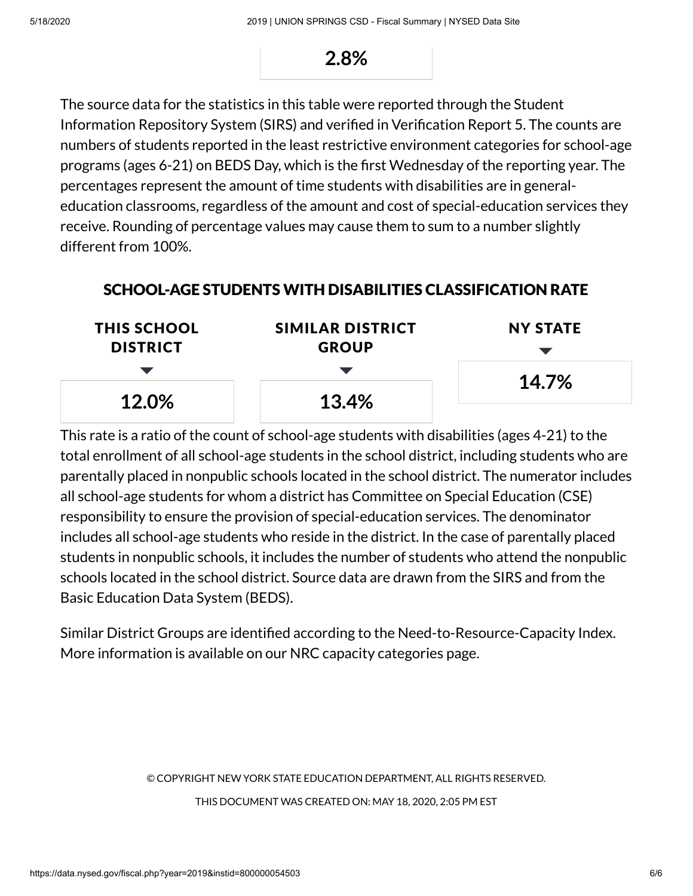**2.8%**

The source data for the statistics in this table were reported through the Student Information Repository System (SIRS) and verified in Verification Report 5. The counts are numbers of students reported in the least restrictive environment categories for school-age programs (ages 6-21) on BEDS Day, which is the first Wednesday of the reporting year. The percentages represent the amount of time students with disabilities are in general-education classrooms, regardless of the amount and cost of special-education services they receive. Rounding of percentage values may cause them to sum to a number slightly different from 100%.

## SCHOOL-AGE STUDENTS WITH DISABILITIES CLASSIFICATION RATE

| THIS SCHOOL DISTRICT | SIMILAR DISTRICT GROUP | NY STATE |
|---|---|---|
| 12.0% | 13.4% | 14.7% |

This rate is a ratio of the count of school-age students with disabilities (ages 4-21) to the total enrollment of all school-age students in the school district, including students who are parentally placed in nonpublic schools located in the school district. The numerator includes all school-age students for whom a district has Committee on Special Education (CSE) responsibility to ensure the provision of special-education services. The denominator includes all school-age students who reside in the district. In the case of parentally placed students in nonpublic schools, it includes the number of students who attend the nonpublic schools located in the school district. Source data are drawn from the SIRS and from the Basic Education Data System (BEDS).

Similar District Groups are identified according to the Need-to-Resource-Capacity Index. More information is available on our NRC capacity categories page.

© COPYRIGHT NEW YORK STATE EDUCATION DEPARTMENT, ALL RIGHTS RESERVED.

THIS DOCUMENT WAS CREATED ON: MAY 18, 2020, 2:05 PM EST